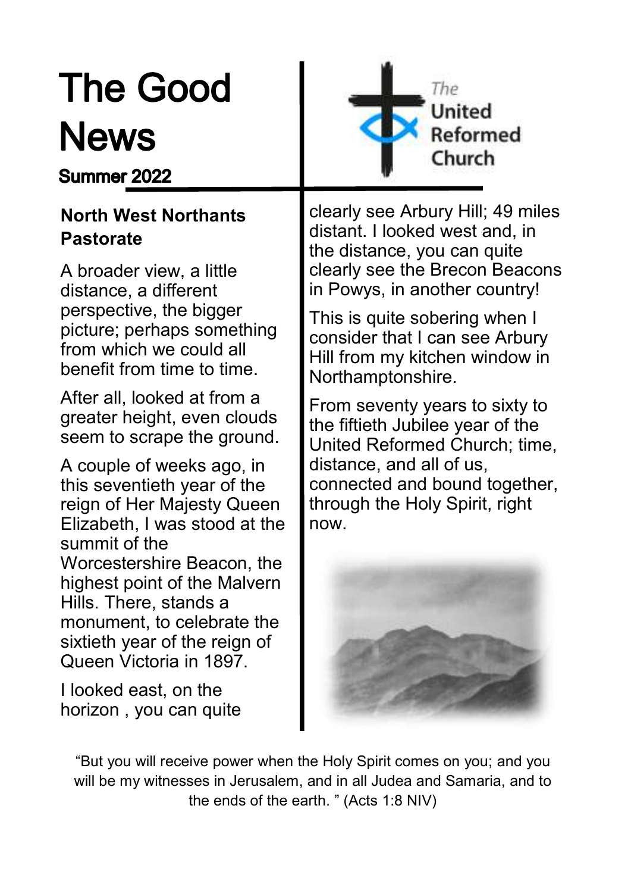# The Good News

**Summer 2022**

The United Reformed Church

## North West Northants Pastorate

A broader view, a little distance, a different perspective, the bigger picture; perhaps something from which we could all benefit from time to time.

After all, looked at from a greater height, even clouds seem to scrape the ground.

A couple of weeks ago, in this seventieth year of the reign of Her Majesty Queen Elizabeth, I was stood at the summit of the Worcestershire Beacon, the highest point of the Malvern Hills. There, stands a monument, to celebrate the sixtieth year of the reign of Queen Victoria in 1897.

I looked east, on the horizon , you can quite clearly see Arbury Hill; 49 miles distant. I looked west and, in the distance, you can quite clearly see the Brecon Beacons in Powys, in another country!

This is quite sobering when I consider that I can see Arbury Hill from my kitchen window in Northamptonshire.

From seventy years to sixty to the fiftieth Jubilee year of the United Reformed Church; time, distance, and all of us, connected and bound together, through the Holy Spirit, right now.

"But you will receive power when the Holy Spirit comes on you; and you will be my witnesses in Jerusalem, and in all Judea and Samaria, and to the ends of the earth. " (Acts 1:8 NIV)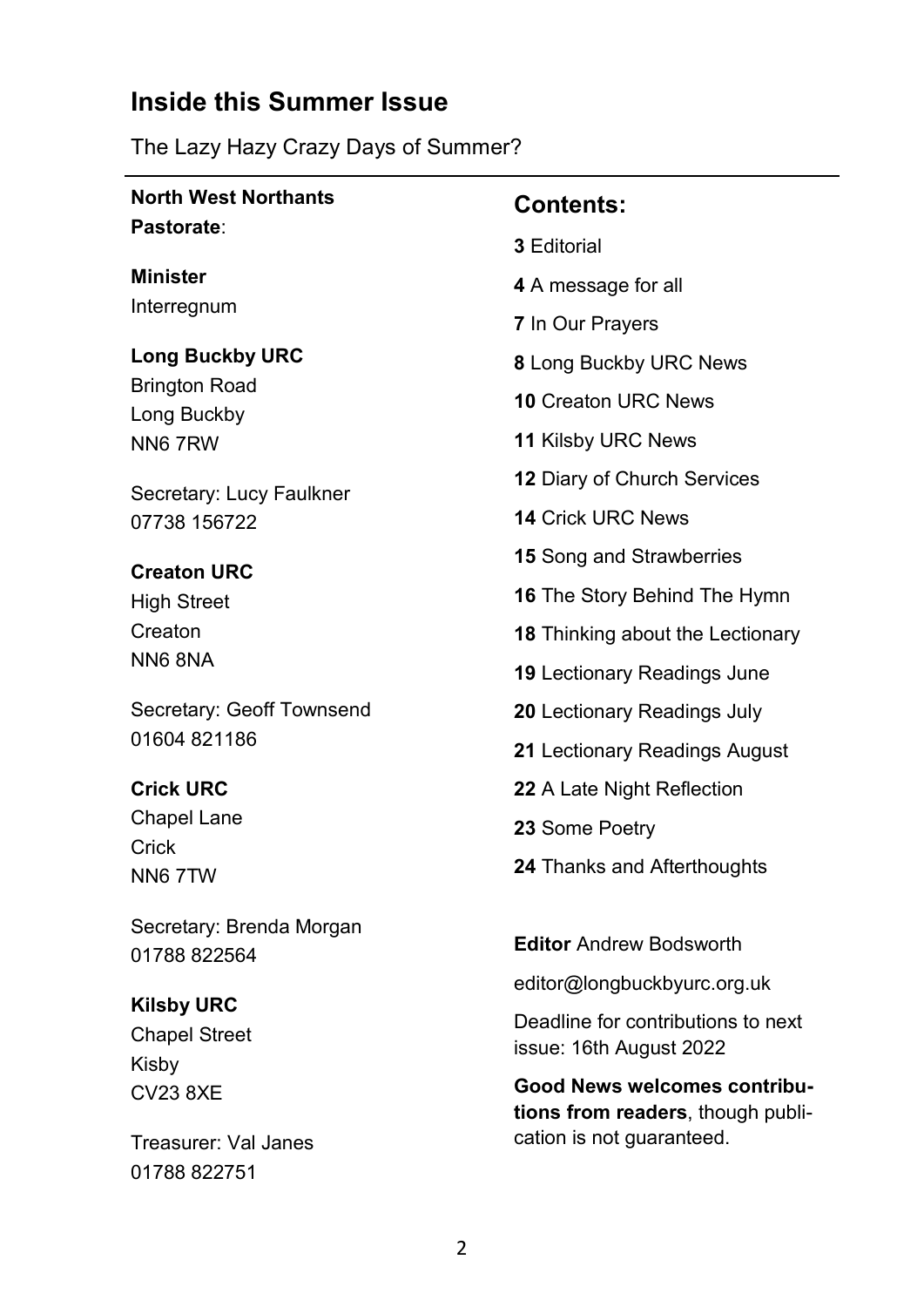## Inside this Summer Issue

The Lazy Hazy Crazy Days of Summer?

**North West Northants Pastorate**:

**Minister**
Interregnum

**Long Buckby URC**
Brington Road
Long Buckby
NN6 7RW

Secretary: Lucy Faulkner
07738 156722

**Creaton URC**
High Street
Creaton
NN6 8NA

Secretary: Geoff Townsend
01604 821186

**Crick URC**
Chapel Lane
Crick
NN6 7TW

Secretary: Brenda Morgan
01788 822564

**Kilsby URC**
Chapel Street
Kisby
CV23 8XE

Treasurer: Val Janes
01788 822751

### Contents:

**3** Editorial

**4** A message for all

**7** In Our Prayers

**8** Long Buckby URC News

**10** Creaton URC News

**11** Kilsby URC News

**12** Diary of Church Services

**14** Crick URC News

**15** Song and Strawberries

**16** The Story Behind The Hymn

**18** Thinking about the Lectionary

**19** Lectionary Readings June

**20** Lectionary Readings July

**21** Lectionary Readings August

**22** A Late Night Reflection

**23** Some Poetry

**24** Thanks and Afterthoughts

**Editor** Andrew Bodsworth

editor@longbuckbyurc.org.uk

Deadline for contributions to next issue: 16th August 2022

**Good News welcomes contributions from readers**, though publication is not guaranteed.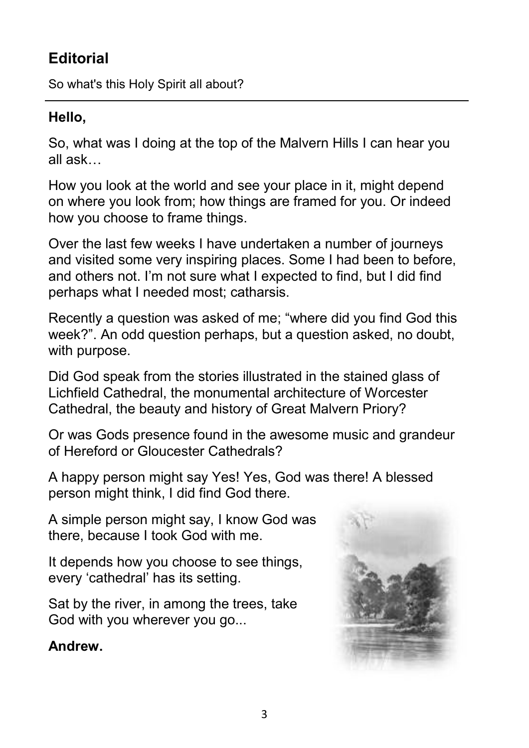## Editorial

So what's this Holy Spirit all about?

**Hello,**

So, what was I doing at the top of the Malvern Hills I can hear you all ask…

How you look at the world and see your place in it, might depend on where you look from; how things are framed for you. Or indeed how you choose to frame things.

Over the last few weeks I have undertaken a number of journeys and visited some very inspiring places. Some I had been to before, and others not. I'm not sure what I expected to find, but I did find perhaps what I needed most; catharsis.

Recently a question was asked of me; "where did you find God this week?". An odd question perhaps, but a question asked, no doubt, with purpose.

Did God speak from the stories illustrated in the stained glass of Lichfield Cathedral, the monumental architecture of Worcester Cathedral, the beauty and history of Great Malvern Priory?

Or was Gods presence found in the awesome music and grandeur of Hereford or Gloucester Cathedrals?

A happy person might say Yes! Yes, God was there! A blessed person might think, I did find God there.

A simple person might say, I know God was there, because I took God with me.

It depends how you choose to see things, every 'cathedral' has its setting.

Sat by the river, in among the trees, take God with you wherever you go...

**Andrew.**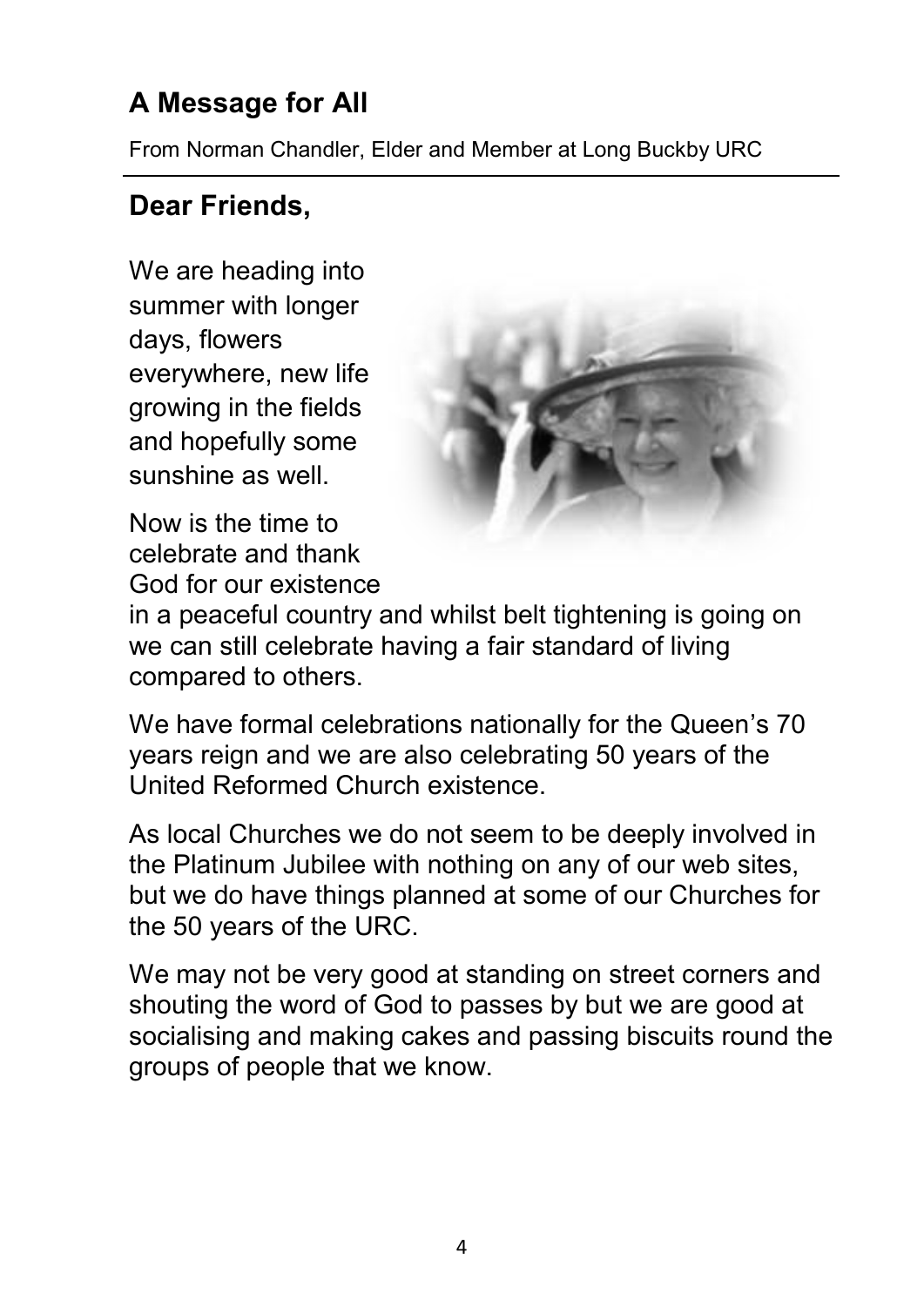## A Message for All

From Norman Chandler, Elder and Member at Long Buckby URC

### Dear Friends,

We are heading into summer with longer days, flowers everywhere, new life growing in the fields and hopefully some sunshine as well.

Now is the time to celebrate and thank God for our existence in a peaceful country and whilst belt tightening is going on we can still celebrate having a fair standard of living compared to others.

We have formal celebrations nationally for the Queen's 70 years reign and we are also celebrating 50 years of the United Reformed Church existence.

As local Churches we do not seem to be deeply involved in the Platinum Jubilee with nothing on any of our web sites, but we do have things planned at some of our Churches for the 50 years of the URC.

We may not be very good at standing on street corners and shouting the word of God to passes by but we are good at socialising and making cakes and passing biscuits round the groups of people that we know.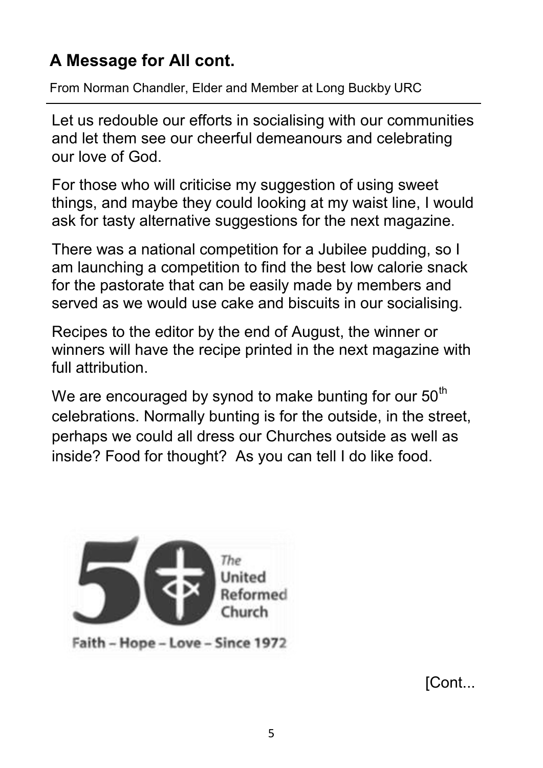## A Message for All cont.

From Norman Chandler, Elder and Member at Long Buckby URC

Let us redouble our efforts in socialising with our communities and let them see our cheerful demeanours and celebrating our love of God.

For those who will criticise my suggestion of using sweet things, and maybe they could looking at my waist line, I would ask for tasty alternative suggestions for the next magazine.

There was a national competition for a Jubilee pudding, so I am launching a competition to find the best low calorie snack for the pastorate that can be easily made by members and served as we would use cake and biscuits in our socialising.

Recipes to the editor by the end of August, the winner or winners will have the recipe printed in the next magazine with full attribution.

We are encouraged by synod to make bunting for our 50th celebrations. Normally bunting is for the outside, in the street, perhaps we could all dress our Churches outside as well as inside? Food for thought? As you can tell I do like food.

50 The United Reformed Church

Faith – Hope – Love – Since 1972

[Cont...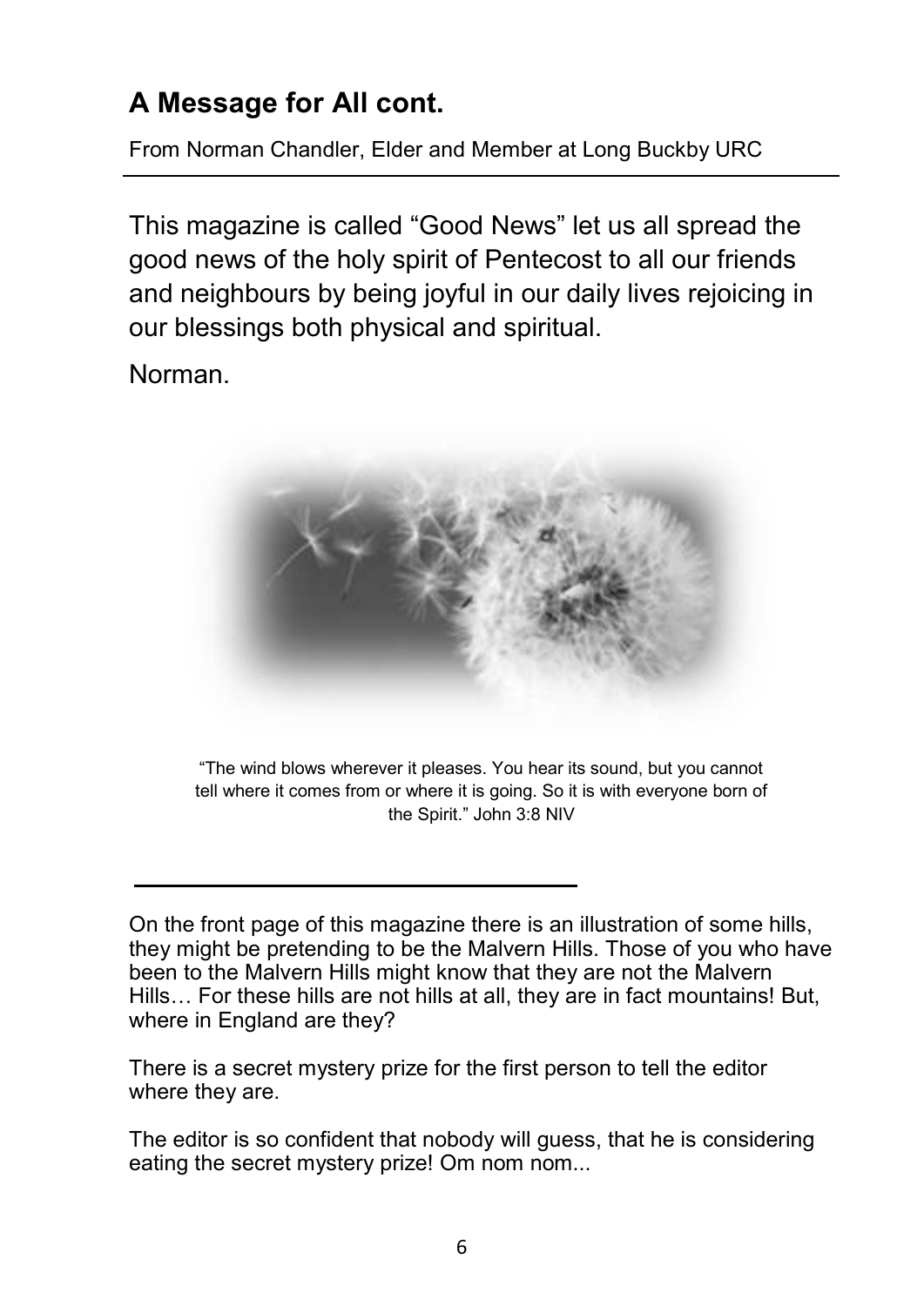## A Message for All cont.

From Norman Chandler, Elder and Member at Long Buckby URC

This magazine is called "Good News" let us all spread the good news of the holy spirit of Pentecost to all our friends and neighbours by being joyful in our daily lives rejoicing in our blessings both physical and spiritual.

Norman.

"The wind blows wherever it pleases. You hear its sound, but you cannot tell where it comes from or where it is going. So it is with everyone born of the Spirit." John 3:8 NIV

---

On the front page of this magazine there is an illustration of some hills, they might be pretending to be the Malvern Hills. Those of you who have been to the Malvern Hills might know that they are not the Malvern Hills… For these hills are not hills at all, they are in fact mountains! But, where in England are they?

There is a secret mystery prize for the first person to tell the editor where they are.

The editor is so confident that nobody will guess, that he is considering eating the secret mystery prize! Om nom nom...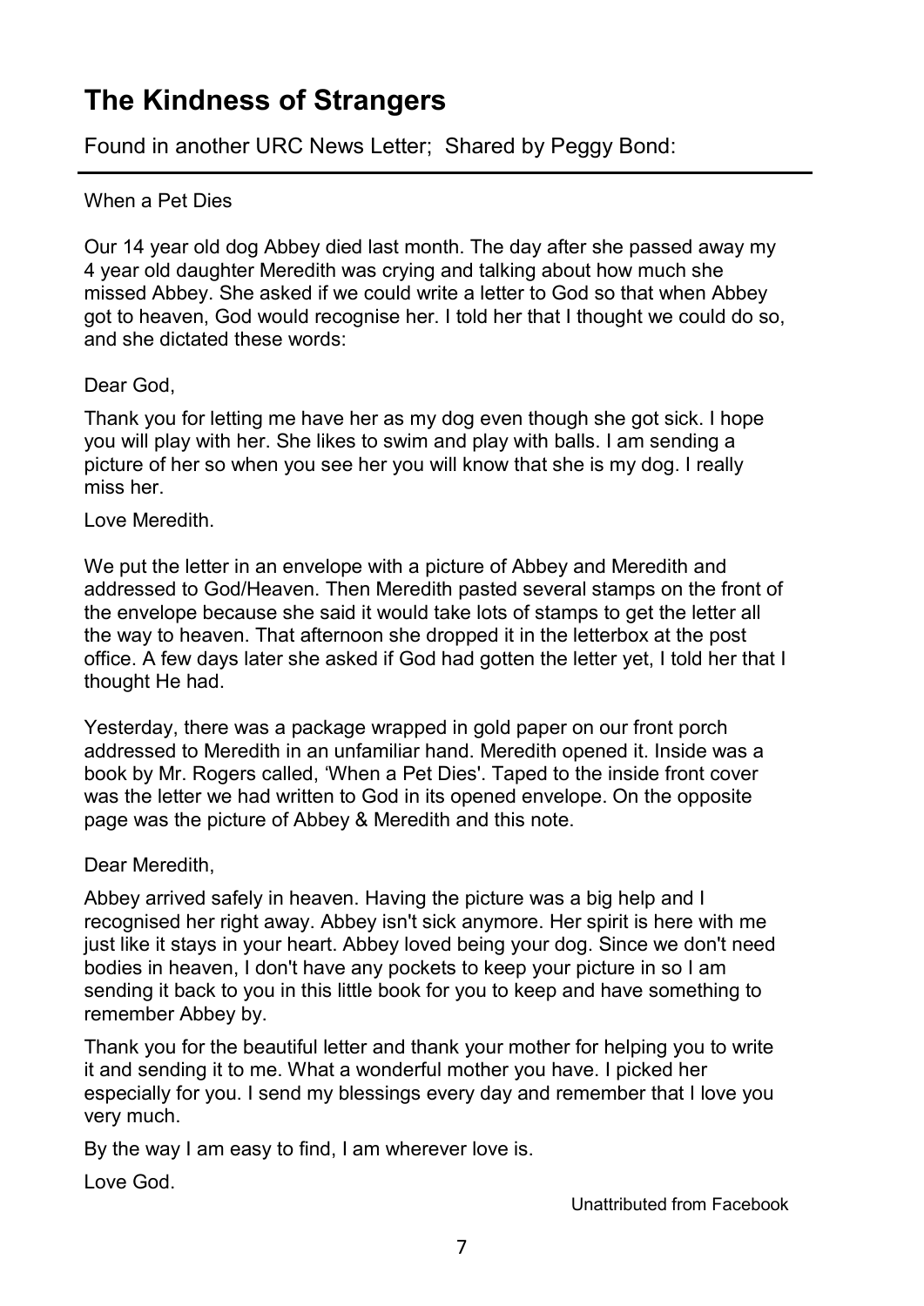# The Kindness of Strangers

Found in another URC News Letter; Shared by Peggy Bond:

---

When a Pet Dies

Our 14 year old dog Abbey died last month. The day after she passed away my 4 year old daughter Meredith was crying and talking about how much she missed Abbey. She asked if we could write a letter to God so that when Abbey got to heaven, God would recognise her. I told her that I thought we could do so, and she dictated these words:

Dear God,

Thank you for letting me have her as my dog even though she got sick. I hope you will play with her. She likes to swim and play with balls. I am sending a picture of her so when you see her you will know that she is my dog. I really miss her.

Love Meredith.

We put the letter in an envelope with a picture of Abbey and Meredith and addressed to God/Heaven. Then Meredith pasted several stamps on the front of the envelope because she said it would take lots of stamps to get the letter all the way to heaven. That afternoon she dropped it in the letterbox at the post office. A few days later she asked if God had gotten the letter yet, I told her that I thought He had.

Yesterday, there was a package wrapped in gold paper on our front porch addressed to Meredith in an unfamiliar hand. Meredith opened it. Inside was a book by Mr. Rogers called, 'When a Pet Dies'. Taped to the inside front cover was the letter we had written to God in its opened envelope. On the opposite page was the picture of Abbey & Meredith and this note.

Dear Meredith,

Abbey arrived safely in heaven. Having the picture was a big help and I recognised her right away. Abbey isn't sick anymore. Her spirit is here with me just like it stays in your heart. Abbey loved being your dog. Since we don't need bodies in heaven, I don't have any pockets to keep your picture in so I am sending it back to you in this little book for you to keep and have something to remember Abbey by.

Thank you for the beautiful letter and thank your mother for helping you to write it and sending it to me. What a wonderful mother you have. I picked her especially for you. I send my blessings every day and remember that I love you very much.

By the way I am easy to find, I am wherever love is.

Love God.

Unattributed from Facebook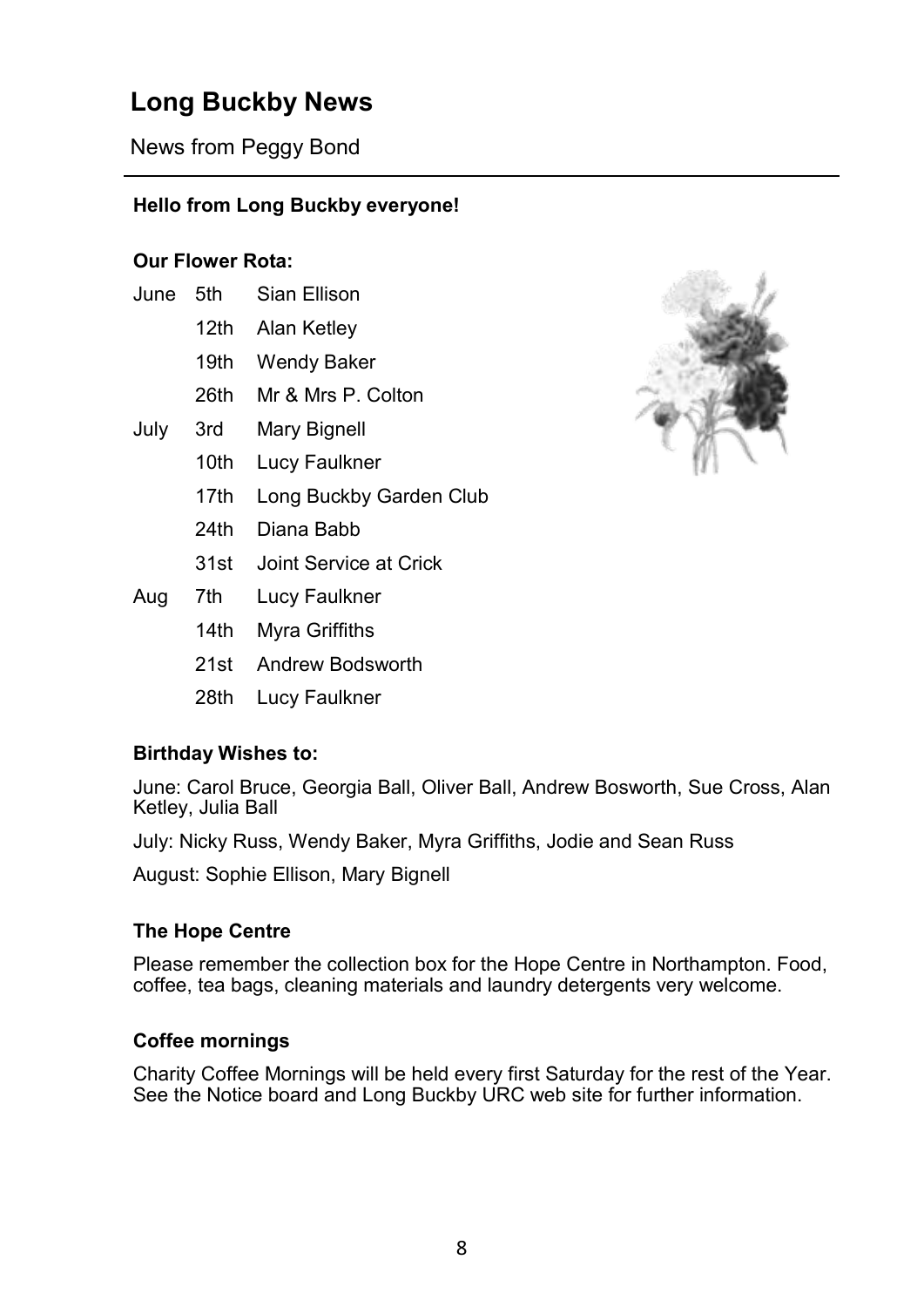# Long Buckby News

News from Peggy Bond

**Hello from Long Buckby everyone!**

**Our Flower Rota:**

| | | |
|---|---|---|
| June | 5th | Sian Ellison |
| | 12th | Alan Ketley |
| | 19th | Wendy Baker |
| | 26th | Mr & Mrs P. Colton |
| July | 3rd | Mary Bignell |
| | 10th | Lucy Faulkner |
| | 17th | Long Buckby Garden Club |
| | 24th | Diana Babb |
| | 31st | Joint Service at Crick |
| Aug | 7th | Lucy Faulkner |
| | 14th | Myra Griffiths |
| | 21st | Andrew Bodsworth |
| | 28th | Lucy Faulkner |

**Birthday Wishes to:**

June: Carol Bruce, Georgia Ball, Oliver Ball, Andrew Bosworth, Sue Cross, Alan Ketley, Julia Ball

July: Nicky Russ, Wendy Baker, Myra Griffiths, Jodie and Sean Russ

August: Sophie Ellison, Mary Bignell

**The Hope Centre**

Please remember the collection box for the Hope Centre in Northampton. Food, coffee, tea bags, cleaning materials and laundry detergents very welcome.

**Coffee mornings**

Charity Coffee Mornings will be held every first Saturday for the rest of the Year. See the Notice board and Long Buckby URC web site for further information.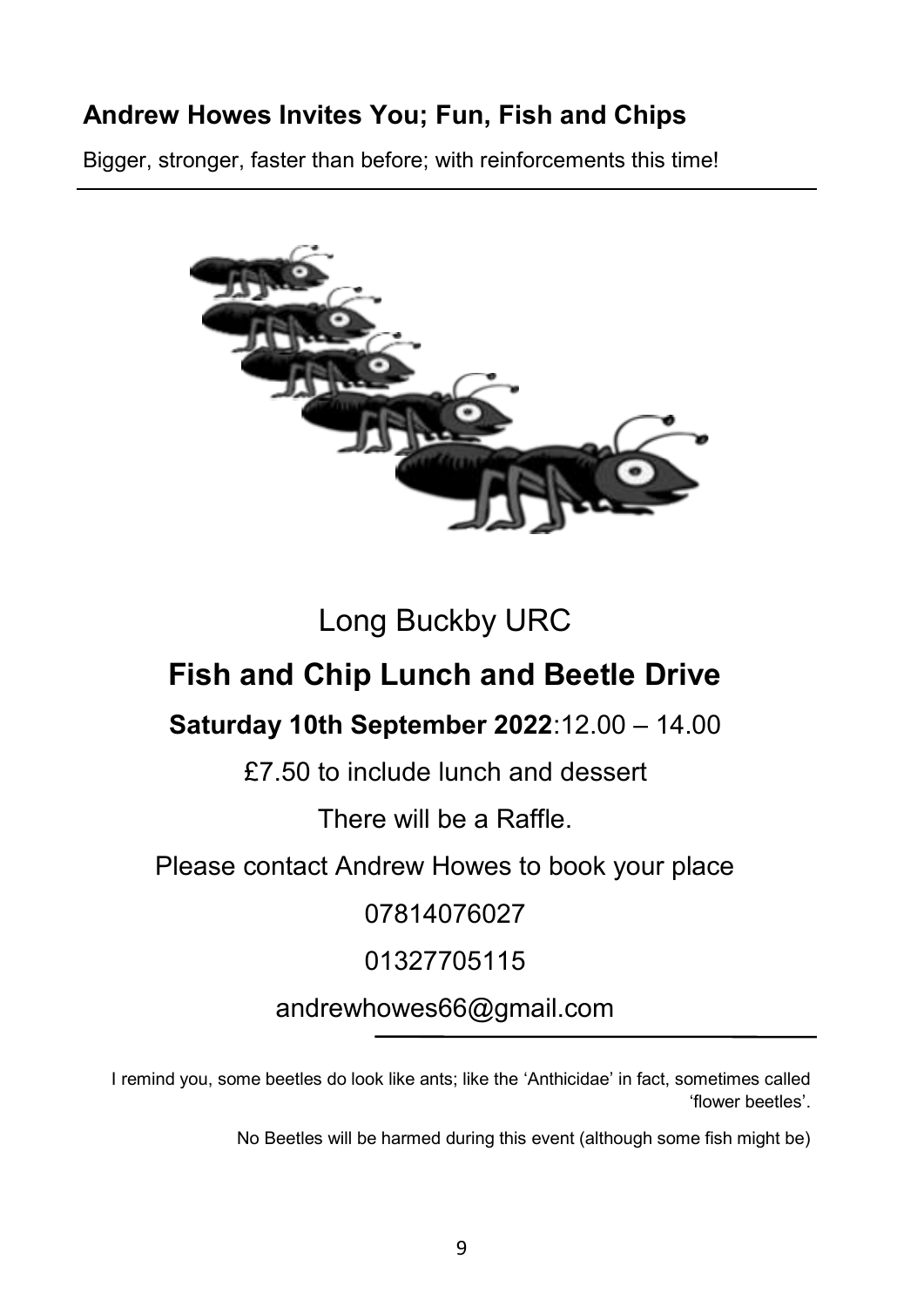## Andrew Howes Invites You; Fun, Fish and Chips

Bigger, stronger, faster than before; with reinforcements this time!

Long Buckby URC

## Fish and Chip Lunch and Beetle Drive

**Saturday 10th September 2022**:12.00 – 14.00

£7.50 to include lunch and dessert

There will be a Raffle.

Please contact Andrew Howes to book your place

07814076027

01327705115

andrewhowes66@gmail.com

I remind you, some beetles do look like ants; like the 'Anthicidae' in fact, sometimes called 'flower beetles'.

No Beetles will be harmed during this event (although some fish might be)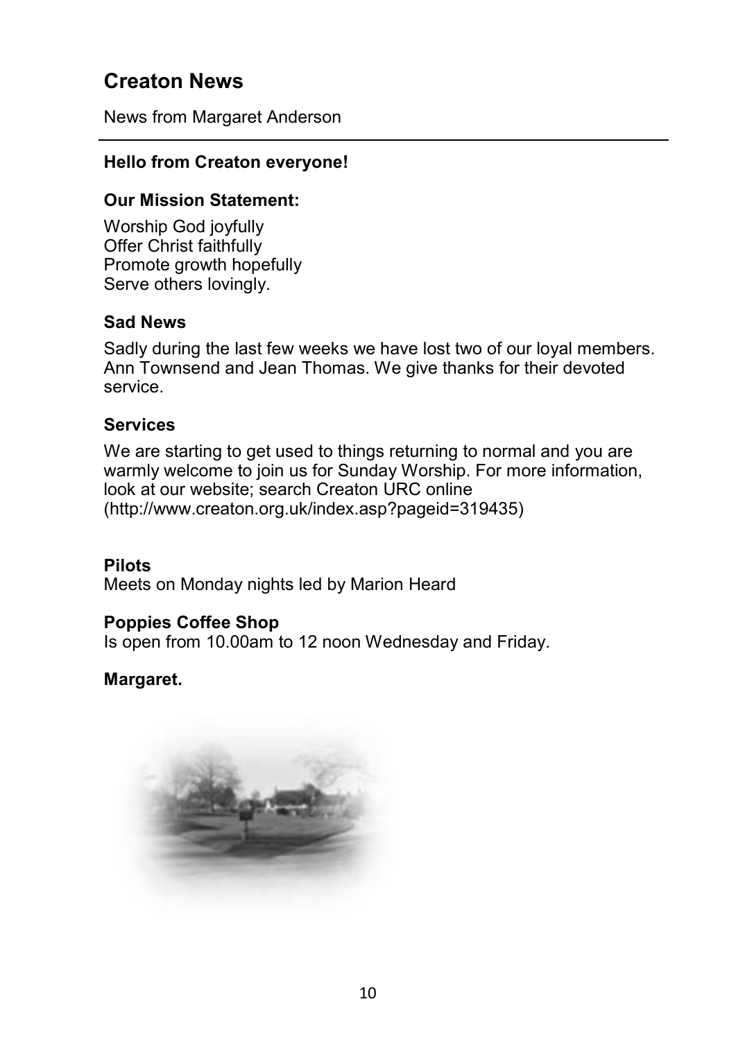## Creaton News

News from Margaret Anderson

---

**Hello from Creaton everyone!**

**Our Mission Statement:**

Worship God joyfully
Offer Christ faithfully
Promote growth hopefully
Serve others lovingly.

**Sad News**

Sadly during the last few weeks we have lost two of our loyal members. Ann Townsend and Jean Thomas. We give thanks for their devoted service.

**Services**

We are starting to get used to things returning to normal and you are warmly welcome to join us for Sunday Worship. For more information, look at our website; search Creaton URC online (http://www.creaton.org.uk/index.asp?pageid=319435)

**Pilots**
Meets on Monday nights led by Marion Heard

**Poppies Coffee Shop**
Is open from 10.00am to 12 noon Wednesday and Friday.

**Margaret.**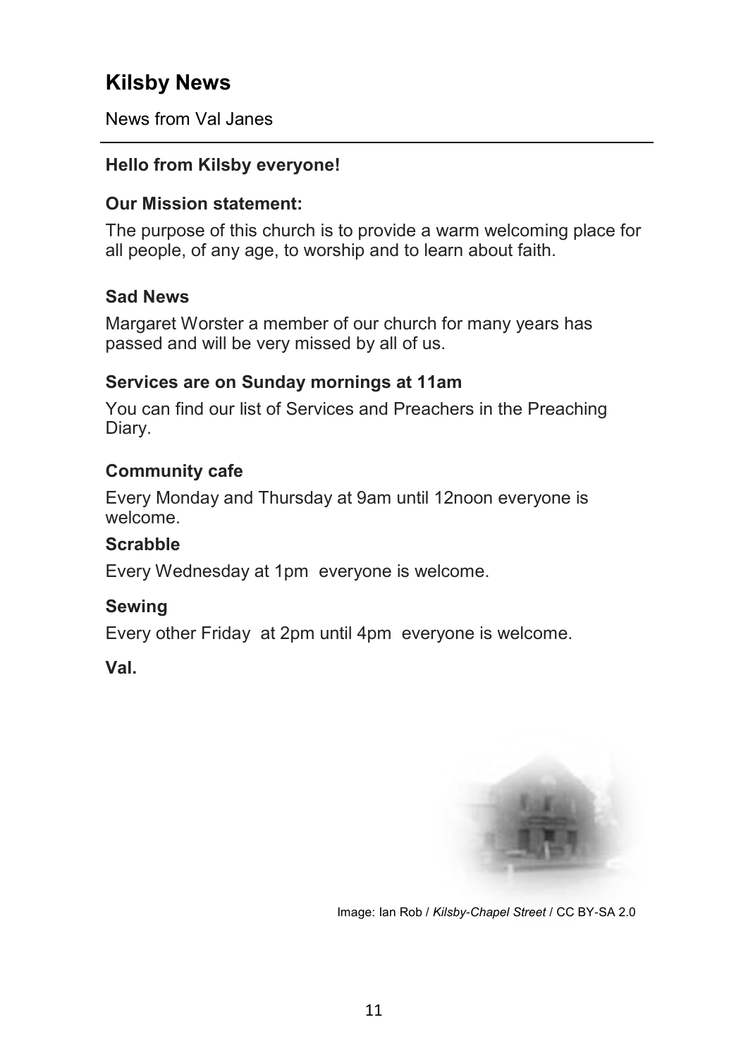# Kilsby News

News from Val Janes

---

**Hello from Kilsby everyone!**

### Our Mission statement:

The purpose of this church is to provide a warm welcoming place for all people, of any age, to worship and to learn about faith.

### Sad News

Margaret Worster a member of our church for many years has passed and will be very missed by all of us.

### Services are on Sunday mornings at 11am

You can find our list of Services and Preachers in the Preaching Diary.

### Community cafe

Every Monday and Thursday at 9am until 12noon everyone is welcome.

### Scrabble

Every Wednesday at 1pm everyone is welcome.

### Sewing

Every other Friday at 2pm until 4pm everyone is welcome.

**Val.**

Image: Ian Rob / *Kilsby-Chapel Street* / CC BY-SA 2.0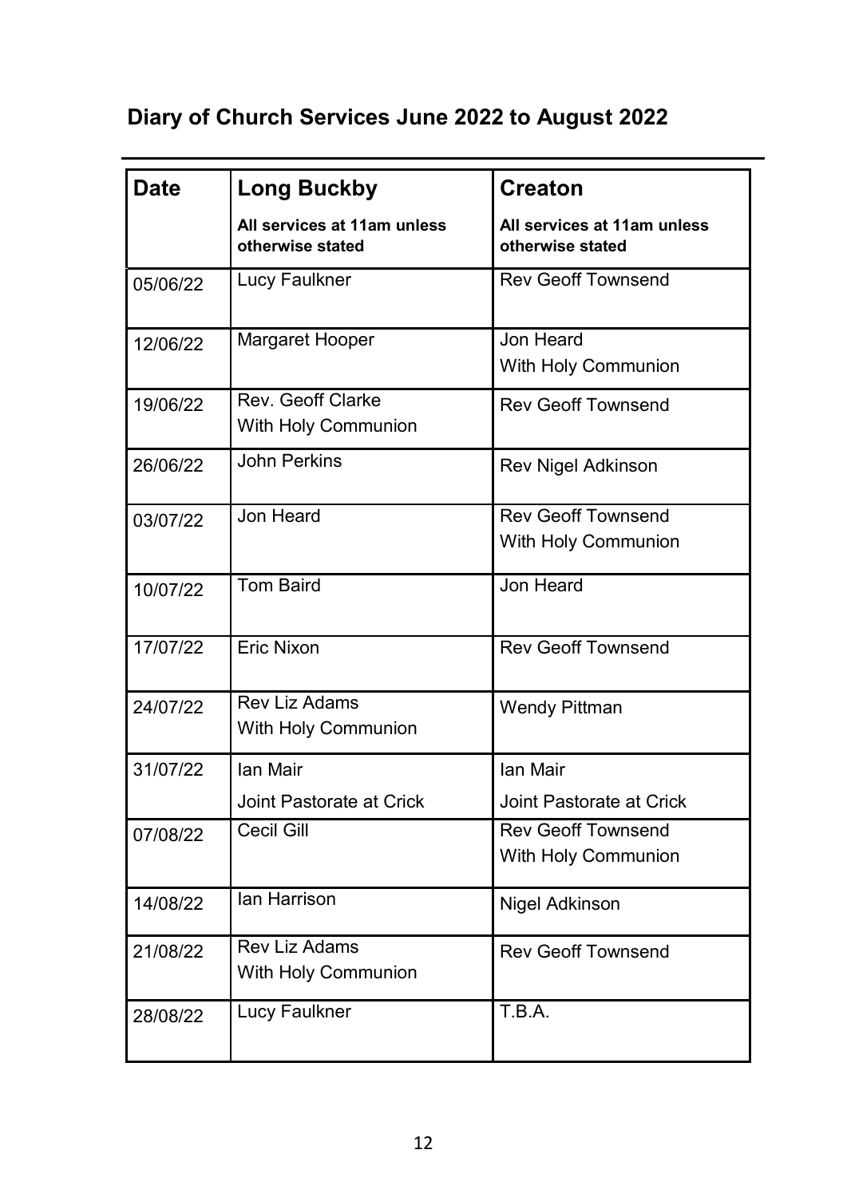## Diary of Church Services June 2022 to August 2022

| Date | Long Buckby<br>**All services at 11am unless otherwise stated** | Creaton<br>**All services at 11am unless otherwise stated** |
|---|---|---|
| 05/06/22 | Lucy Faulkner | Rev Geoff Townsend |
| 12/06/22 | Margaret Hooper | Jon Heard<br>With Holy Communion |
| 19/06/22 | Rev. Geoff Clarke<br>With Holy Communion | Rev Geoff Townsend |
| 26/06/22 | John Perkins | Rev Nigel Adkinson |
| 03/07/22 | Jon Heard | Rev Geoff Townsend<br>With Holy Communion |
| 10/07/22 | Tom Baird | Jon Heard |
| 17/07/22 | Eric Nixon | Rev Geoff Townsend |
| 24/07/22 | Rev Liz Adams<br>With Holy Communion | Wendy Pittman |
| 31/07/22 | Ian Mair<br>Joint Pastorate at Crick | Ian Mair<br>Joint Pastorate at Crick |
| 07/08/22 | Cecil Gill | Rev Geoff Townsend<br>With Holy Communion |
| 14/08/22 | Ian Harrison | Nigel Adkinson |
| 21/08/22 | Rev Liz Adams<br>With Holy Communion | Rev Geoff Townsend |
| 28/08/22 | Lucy Faulkner | T.B.A. |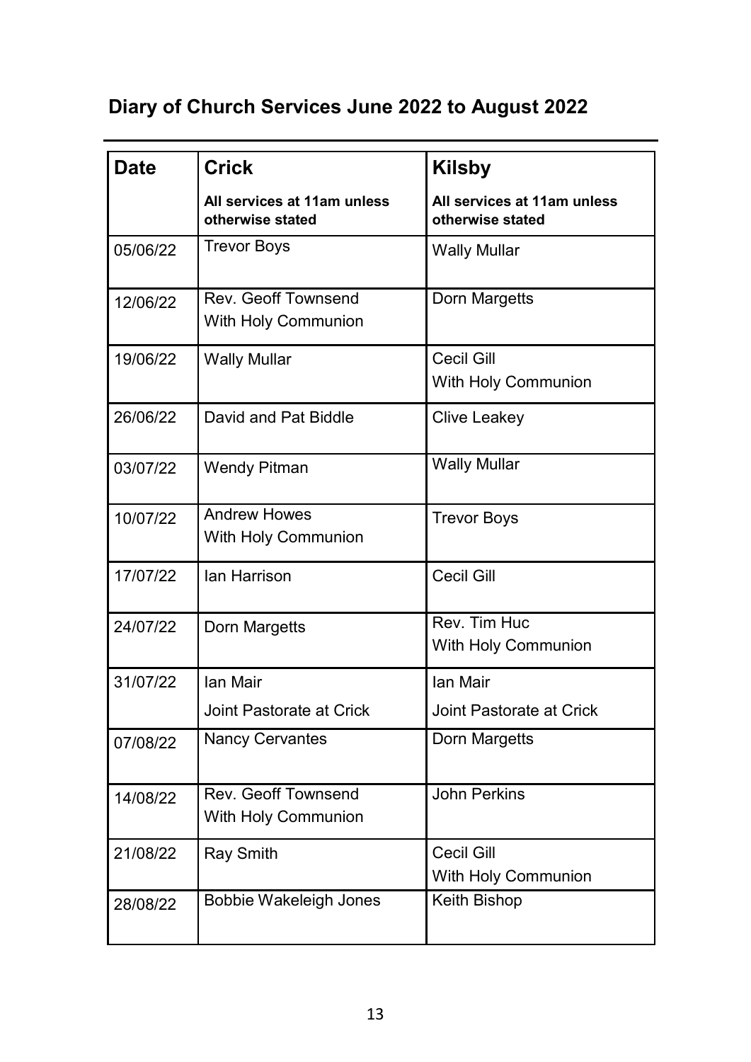## Diary of Church Services June 2022 to August 2022

| Date | Crick<br>All services at 11am unless otherwise stated | Kilsby<br>All services at 11am unless otherwise stated |
|---|---|---|
| 05/06/22 | Trevor Boys | Wally Mullar |
| 12/06/22 | Rev. Geoff Townsend<br>With Holy Communion | Dorn Margetts |
| 19/06/22 | Wally Mullar | Cecil Gill<br>With Holy Communion |
| 26/06/22 | David and Pat Biddle | Clive Leakey |
| 03/07/22 | Wendy Pitman | Wally Mullar |
| 10/07/22 | Andrew Howes<br>With Holy Communion | Trevor Boys |
| 17/07/22 | Ian Harrison | Cecil Gill |
| 24/07/22 | Dorn Margetts | Rev. Tim Huc<br>With Holy Communion |
| 31/07/22 | Ian Mair<br>Joint Pastorate at Crick | Ian Mair<br>Joint Pastorate at Crick |
| 07/08/22 | Nancy Cervantes | Dorn Margetts |
| 14/08/22 | Rev. Geoff Townsend<br>With Holy Communion | John Perkins |
| 21/08/22 | Ray Smith | Cecil Gill<br>With Holy Communion |
| 28/08/22 | Bobbie Wakeleigh Jones | Keith Bishop |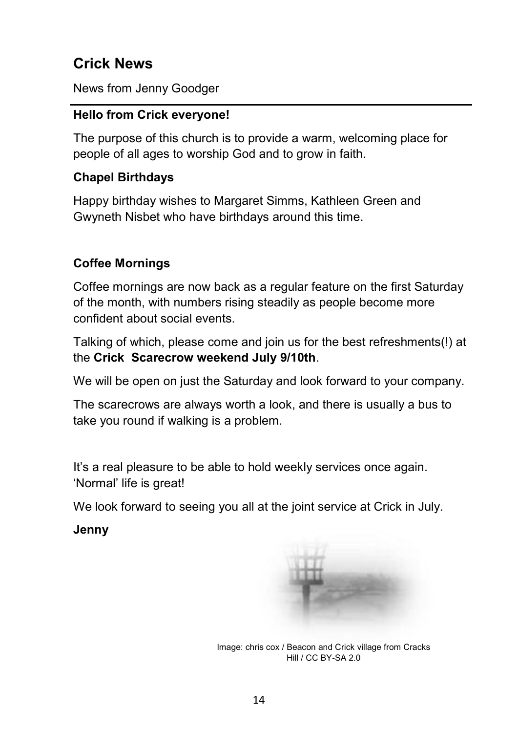## Crick News

News from Jenny Goodger

**Hello from Crick everyone!**

The purpose of this church is to provide a warm, welcoming place for people of all ages to worship God and to grow in faith.

**Chapel Birthdays**

Happy birthday wishes to Margaret Simms, Kathleen Green and Gwyneth Nisbet who have birthdays around this time.

**Coffee Mornings**

Coffee mornings are now back as a regular feature on the first Saturday of the month, with numbers rising steadily as people become more confident about social events.

Talking of which, please come and join us for the best refreshments(!) at the **Crick Scarecrow weekend July 9/10th**.

We will be open on just the Saturday and look forward to your company.

The scarecrows are always worth a look, and there is usually a bus to take you round if walking is a problem.

It's a real pleasure to be able to hold weekly services once again. 'Normal' life is great!

We look forward to seeing you all at the joint service at Crick in July.

**Jenny**

Image: chris cox / Beacon and Crick village from Cracks Hill / CC BY-SA 2.0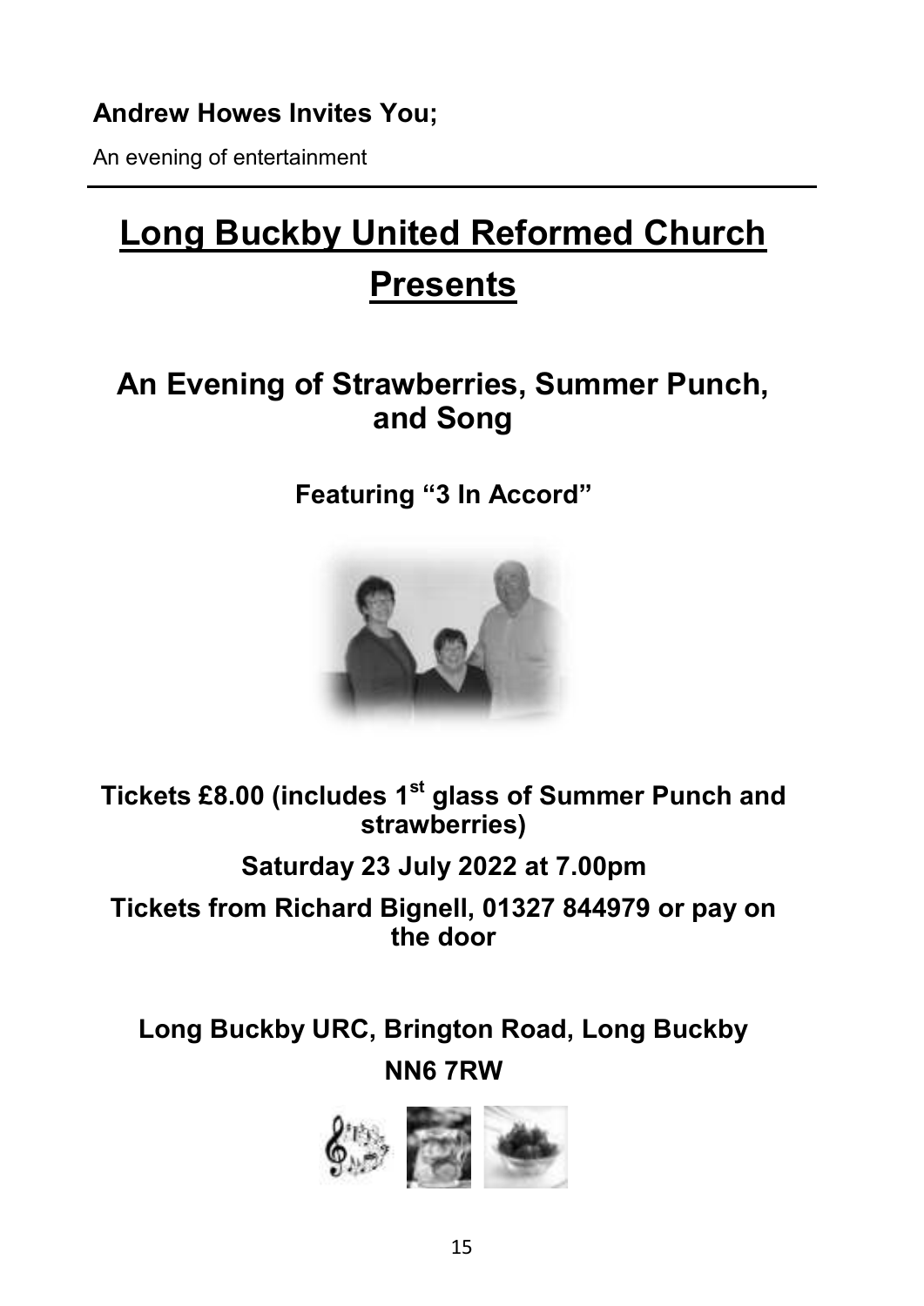**Andrew Howes Invites You;**

An evening of entertainment

---

# Long Buckby United Reformed Church Presents

## An Evening of Strawberries, Summer Punch, and Song

### Featuring "3 In Accord"

**Tickets £8.00 (includes 1st glass of Summer Punch and strawberries)**

**Saturday 23 July 2022 at 7.00pm**

**Tickets from Richard Bignell, 01327 844979 or pay on the door**

**Long Buckby URC, Brington Road, Long Buckby**

**NN6 7RW**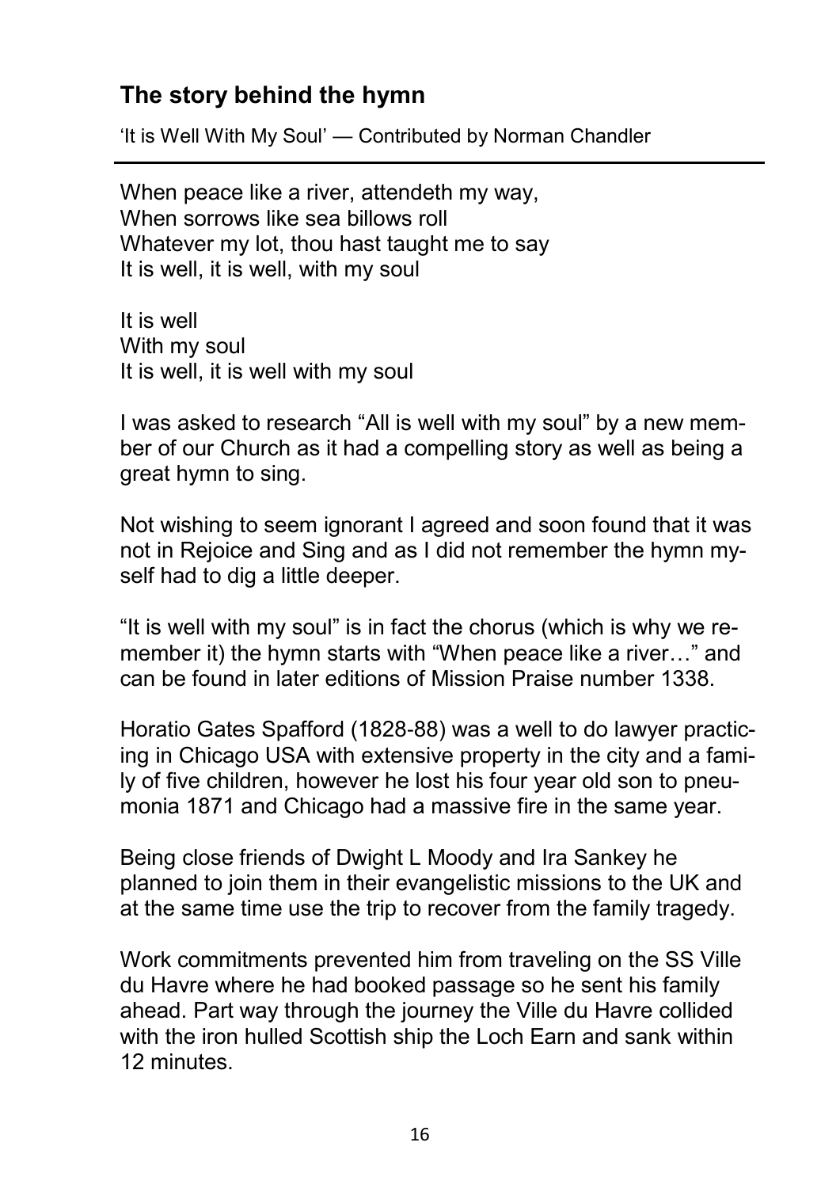## The story behind the hymn

'It is Well With My Soul' — Contributed by Norman Chandler

---

When peace like a river, attendeth my way,
When sorrows like sea billows roll
Whatever my lot, thou hast taught me to say
It is well, it is well, with my soul

It is well
With my soul
It is well, it is well with my soul

I was asked to research "All is well with my soul" by a new member of our Church as it had a compelling story as well as being a great hymn to sing.

Not wishing to seem ignorant I agreed and soon found that it was not in Rejoice and Sing and as I did not remember the hymn myself had to dig a little deeper.

"It is well with my soul" is in fact the chorus (which is why we remember it) the hymn starts with "When peace like a river…" and can be found in later editions of Mission Praise number 1338.

Horatio Gates Spafford (1828-88) was a well to do lawyer practicing in Chicago USA with extensive property in the city and a family of five children, however he lost his four year old son to pneumonia 1871 and Chicago had a massive fire in the same year.

Being close friends of Dwight L Moody and Ira Sankey he planned to join them in their evangelistic missions to the UK and at the same time use the trip to recover from the family tragedy.

Work commitments prevented him from traveling on the SS Ville du Havre where he had booked passage so he sent his family ahead. Part way through the journey the Ville du Havre collided with the iron hulled Scottish ship the Loch Earn and sank within 12 minutes.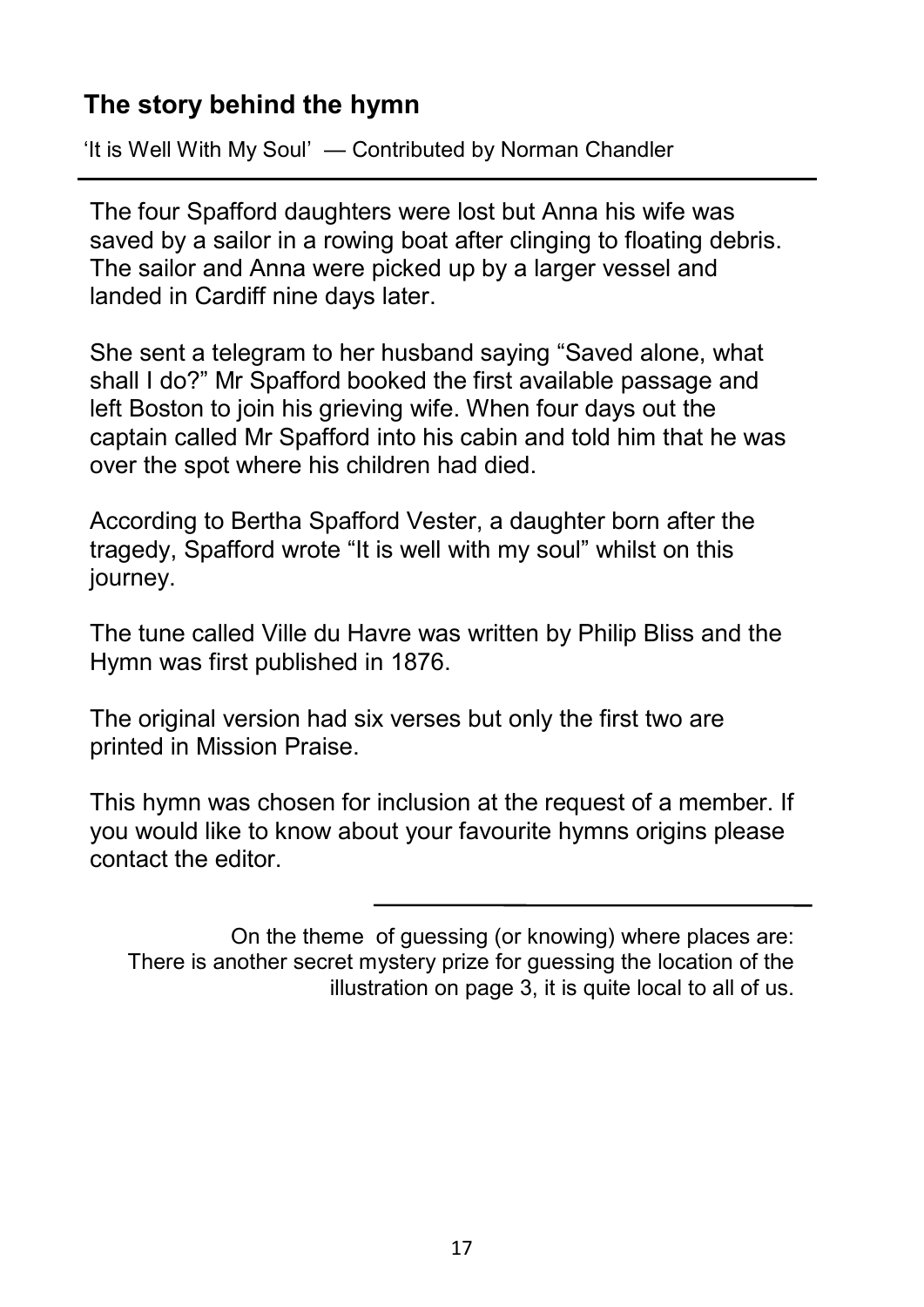## The story behind the hymn

'It is Well With My Soul' — Contributed by Norman Chandler

The four Spafford daughters were lost but Anna his wife was saved by a sailor in a rowing boat after clinging to floating debris. The sailor and Anna were picked up by a larger vessel and landed in Cardiff nine days later.

She sent a telegram to her husband saying "Saved alone, what shall I do?" Mr Spafford booked the first available passage and left Boston to join his grieving wife. When four days out the captain called Mr Spafford into his cabin and told him that he was over the spot where his children had died.

According to Bertha Spafford Vester, a daughter born after the tragedy, Spafford wrote "It is well with my soul" whilst on this journey.

The tune called Ville du Havre was written by Philip Bliss and the Hymn was first published in 1876.

The original version had six verses but only the first two are printed in Mission Praise.

This hymn was chosen for inclusion at the request of a member. If you would like to know about your favourite hymns origins please contact the editor.

---

On the theme of guessing (or knowing) where places are: There is another secret mystery prize for guessing the location of the illustration on page 3, it is quite local to all of us.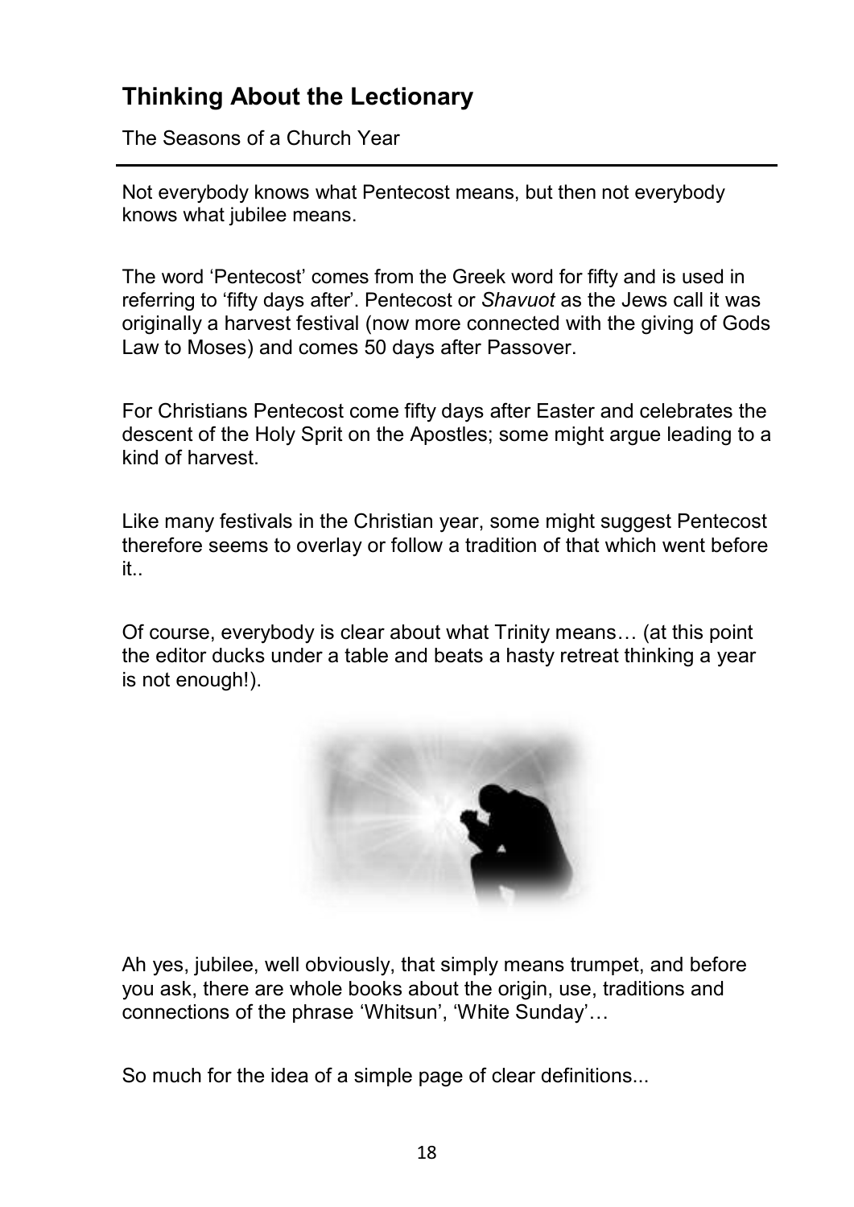## Thinking About the Lectionary

The Seasons of a Church Year

Not everybody knows what Pentecost means, but then not everybody knows what jubilee means.

The word 'Pentecost' comes from the Greek word for fifty and is used in referring to 'fifty days after'. Pentecost or *Shavuot* as the Jews call it was originally a harvest festival (now more connected with the giving of Gods Law to Moses) and comes 50 days after Passover.

For Christians Pentecost come fifty days after Easter and celebrates the descent of the Holy Sprit on the Apostles; some might argue leading to a kind of harvest.

Like many festivals in the Christian year, some might suggest Pentecost therefore seems to overlay or follow a tradition of that which went before it..

Of course, everybody is clear about what Trinity means… (at this point the editor ducks under a table and beats a hasty retreat thinking a year is not enough!).

Ah yes, jubilee, well obviously, that simply means trumpet, and before you ask, there are whole books about the origin, use, traditions and connections of the phrase 'Whitsun', 'White Sunday'…

So much for the idea of a simple page of clear definitions...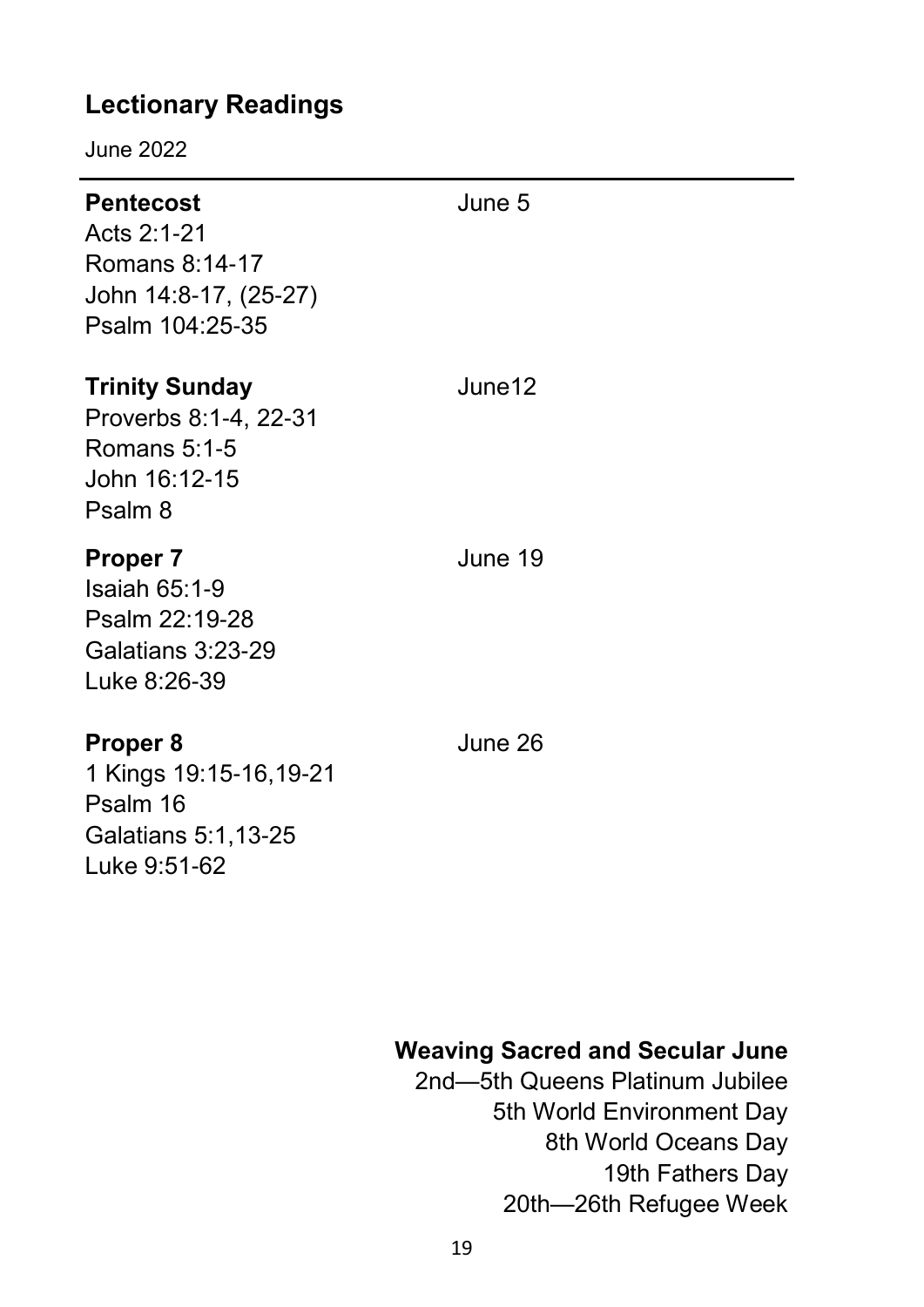## Lectionary Readings

June 2022

---

**Pentecost** June 5

Acts 2:1-21
Romans 8:14-17
John 14:8-17, (25-27)
Psalm 104:25-35

**Trinity Sunday** June12

Proverbs 8:1-4, 22-31
Romans 5:1-5
John 16:12-15
Psalm 8

**Proper 7** June 19

Isaiah 65:1-9
Psalm 22:19-28
Galatians 3:23-29
Luke 8:26-39

**Proper 8** June 26

1 Kings 19:15-16,19-21
Psalm 16
Galatians 5:1,13-25
Luke 9:51-62

**Weaving Sacred and Secular June**

2nd—5th Queens Platinum Jubilee
5th World Environment Day
8th World Oceans Day
19th Fathers Day
20th—26th Refugee Week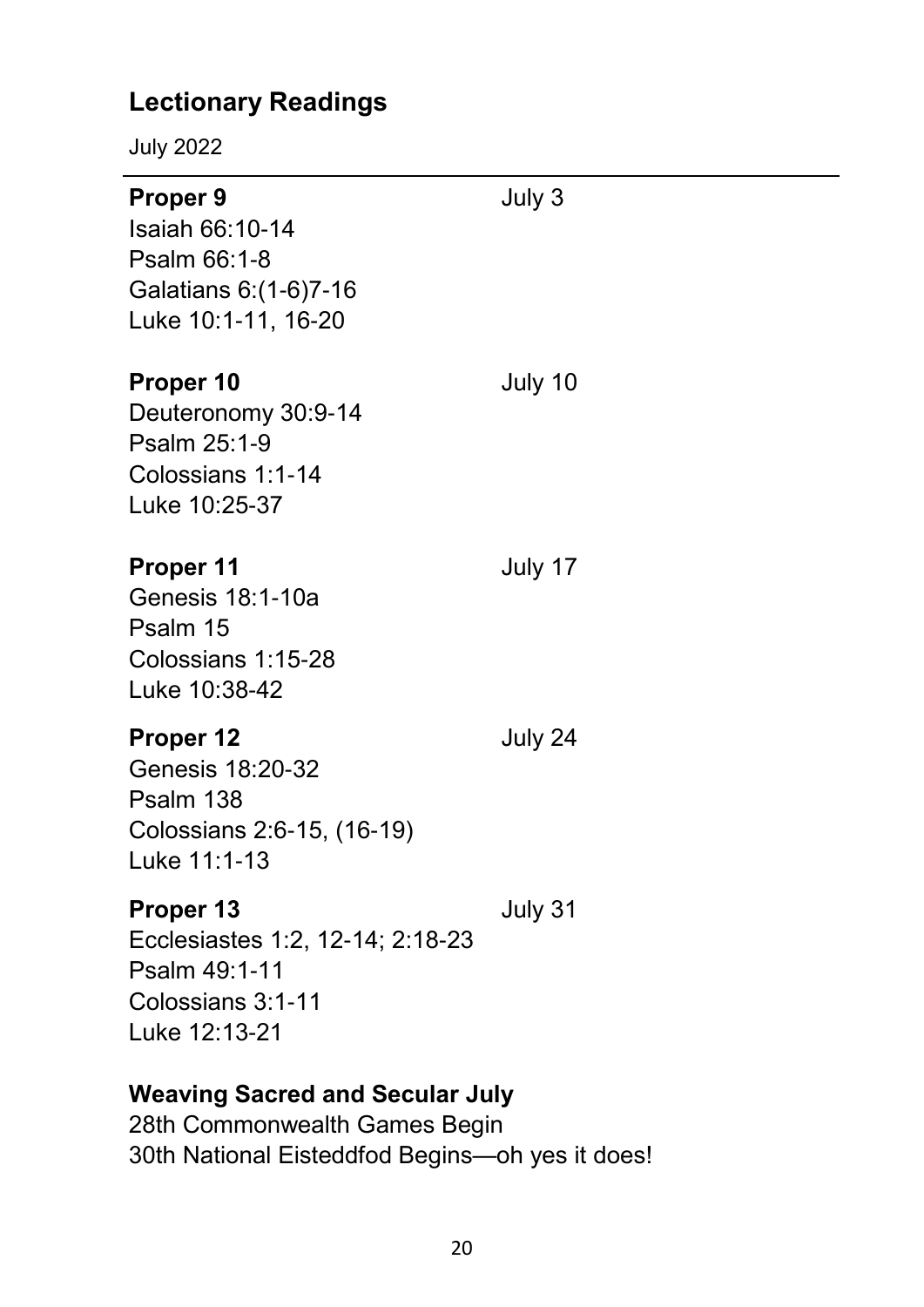## Lectionary Readings

July 2022

---

**Proper 9** July 3

Isaiah 66:10-14
Psalm 66:1-8
Galatians 6:(1-6)7-16
Luke 10:1-11, 16-20

**Proper 10** July 10

Deuteronomy 30:9-14
Psalm 25:1-9
Colossians 1:1-14
Luke 10:25-37

**Proper 11** July 17

Genesis 18:1-10a
Psalm 15
Colossians 1:15-28
Luke 10:38-42

**Proper 12** July 24

Genesis 18:20-32
Psalm 138
Colossians 2:6-15, (16-19)
Luke 11:1-13

**Proper 13** July 31

Ecclesiastes 1:2, 12-14; 2:18-23
Psalm 49:1-11
Colossians 3:1-11
Luke 12:13-21

**Weaving Sacred and Secular July**

28th Commonwealth Games Begin
30th National Eisteddfod Begins—oh yes it does!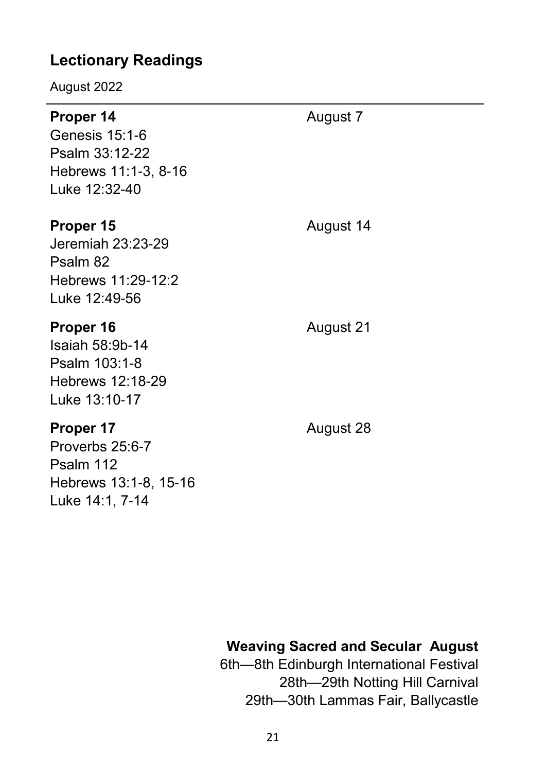## Lectionary Readings

August 2022

**Proper 14** August 7

Genesis 15:1-6
Psalm 33:12-22
Hebrews 11:1-3, 8-16
Luke 12:32-40

**Proper 15** August 14

Jeremiah 23:23-29
Psalm 82
Hebrews 11:29-12:2
Luke 12:49-56

**Proper 16** August 21

Isaiah 58:9b-14
Psalm 103:1-8
Hebrews 12:18-29
Luke 13:10-17

**Proper 17** August 28

Proverbs 25:6-7
Psalm 112
Hebrews 13:1-8, 15-16
Luke 14:1, 7-14

**Weaving Sacred and Secular August**

6th—8th Edinburgh International Festival
28th—29th Notting Hill Carnival
29th—30th Lammas Fair, Ballycastle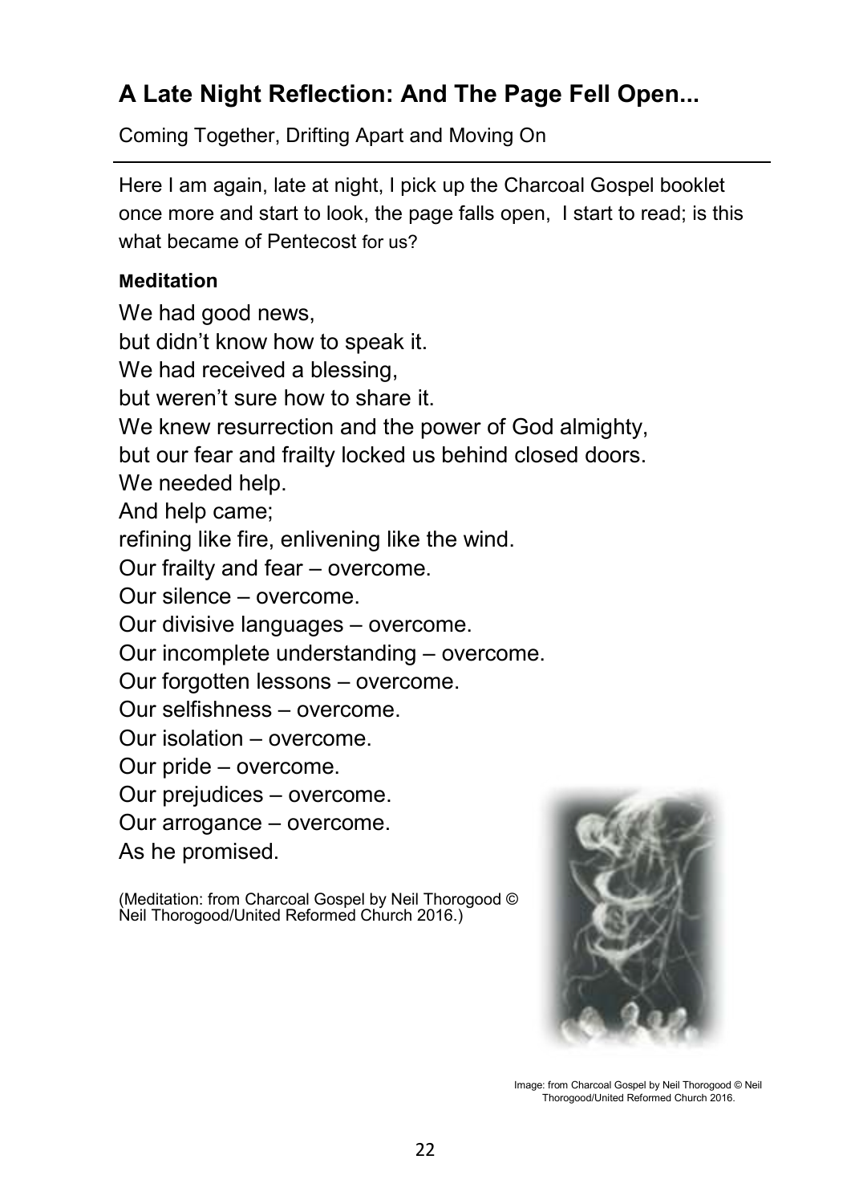## A Late Night Reflection: And The Page Fell Open...

Coming Together, Drifting Apart and Moving On

Here I am again, late at night, I pick up the Charcoal Gospel booklet once more and start to look, the page falls open, I start to read; is this what became of Pentecost for us?

**Meditation**

We had good news,
but didn't know how to speak it.
We had received a blessing,
but weren't sure how to share it.
We knew resurrection and the power of God almighty,
but our fear and frailty locked us behind closed doors.
We needed help.
And help came;
refining like fire, enlivening like the wind.
Our frailty and fear – overcome.
Our silence – overcome.
Our divisive languages – overcome.
Our incomplete understanding – overcome.
Our forgotten lessons – overcome.
Our selfishness – overcome.
Our isolation – overcome.
Our pride – overcome.
Our prejudices – overcome.
Our arrogance – overcome.
As he promised.

(Meditation: from Charcoal Gospel by Neil Thorogood © Neil Thorogood/United Reformed Church 2016.)

Image: from Charcoal Gospel by Neil Thorogood © Neil Thorogood/United Reformed Church 2016.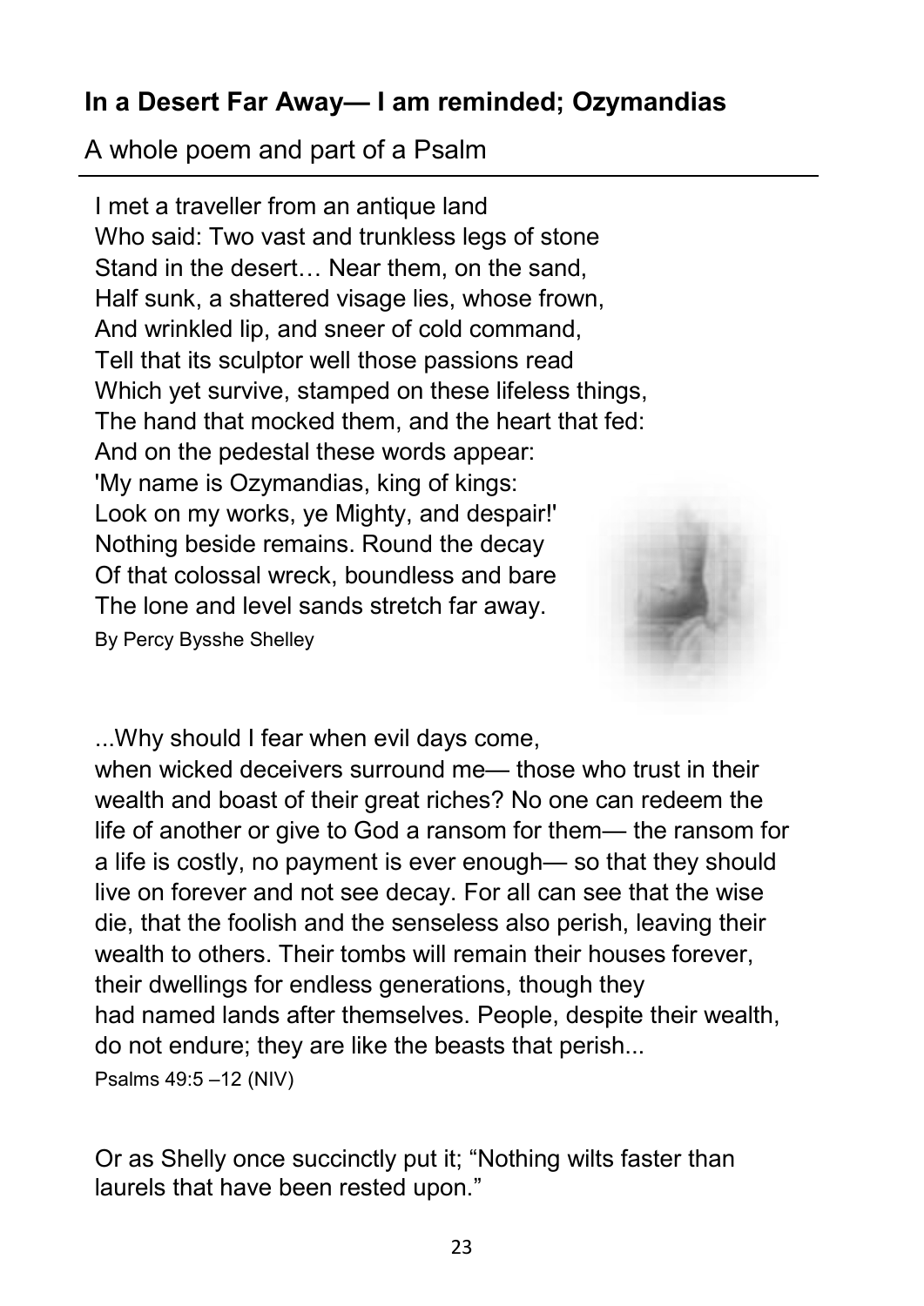## In a Desert Far Away— I am reminded; Ozymandias

A whole poem and part of a Psalm

I met a traveller from an antique land
Who said: Two vast and trunkless legs of stone
Stand in the desert… Near them, on the sand,
Half sunk, a shattered visage lies, whose frown,
And wrinkled lip, and sneer of cold command,
Tell that its sculptor well those passions read
Which yet survive, stamped on these lifeless things,
The hand that mocked them, and the heart that fed:
And on the pedestal these words appear:
'My name is Ozymandias, king of kings:
Look on my works, ye Mighty, and despair!'
Nothing beside remains. Round the decay
Of that colossal wreck, boundless and bare
The lone and level sands stretch far away.
By Percy Bysshe Shelley

...Why should I fear when evil days come,
when wicked deceivers surround me— those who trust in their wealth and boast of their great riches? No one can redeem the life of another or give to God a ransom for them— the ransom for a life is costly, no payment is ever enough— so that they should live on forever and not see decay. For all can see that the wise die, that the foolish and the senseless also perish, leaving their wealth to others. Their tombs will remain their houses forever, their dwellings for endless generations, though they had named lands after themselves. People, despite their wealth, do not endure; they are like the beasts that perish...
Psalms 49:5 –12 (NIV)

Or as Shelly once succinctly put it; "Nothing wilts faster than laurels that have been rested upon."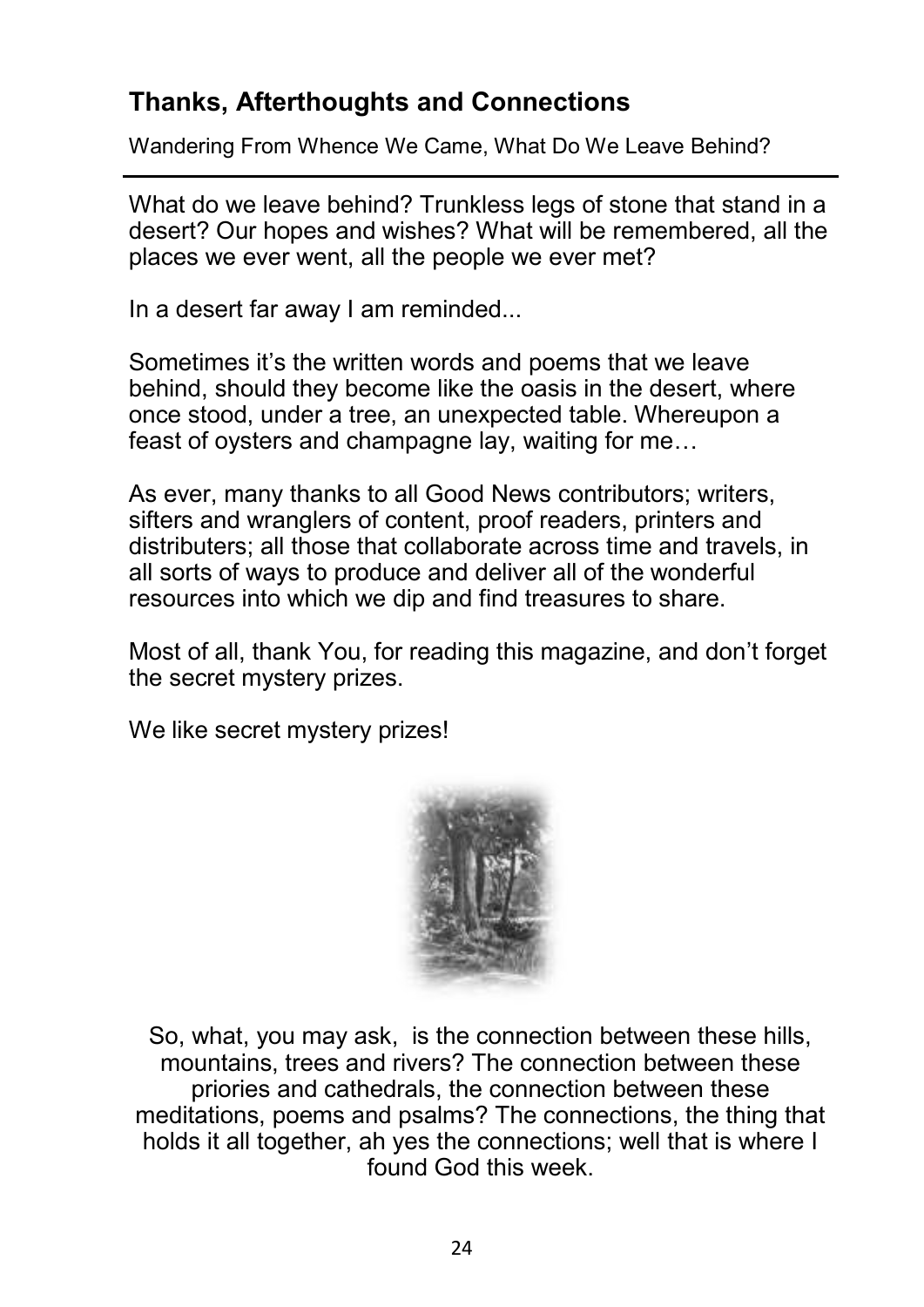## Thanks, Afterthoughts and Connections

Wandering From Whence We Came, What Do We Leave Behind?

What do we leave behind? Trunkless legs of stone that stand in a desert? Our hopes and wishes? What will be remembered, all the places we ever went, all the people we ever met?

In a desert far away I am reminded...

Sometimes it's the written words and poems that we leave behind, should they become like the oasis in the desert, where once stood, under a tree, an unexpected table. Whereupon a feast of oysters and champagne lay, waiting for me…

As ever, many thanks to all Good News contributors; writers, sifters and wranglers of content, proof readers, printers and distributers; all those that collaborate across time and travels, in all sorts of ways to produce and deliver all of the wonderful resources into which we dip and find treasures to share.

Most of all, thank You, for reading this magazine, and don't forget the secret mystery prizes.

We like secret mystery prizes!

So, what, you may ask, is the connection between these hills, mountains, trees and rivers? The connection between these priories and cathedrals, the connection between these meditations, poems and psalms? The connections, the thing that holds it all together, ah yes the connections; well that is where I found God this week.